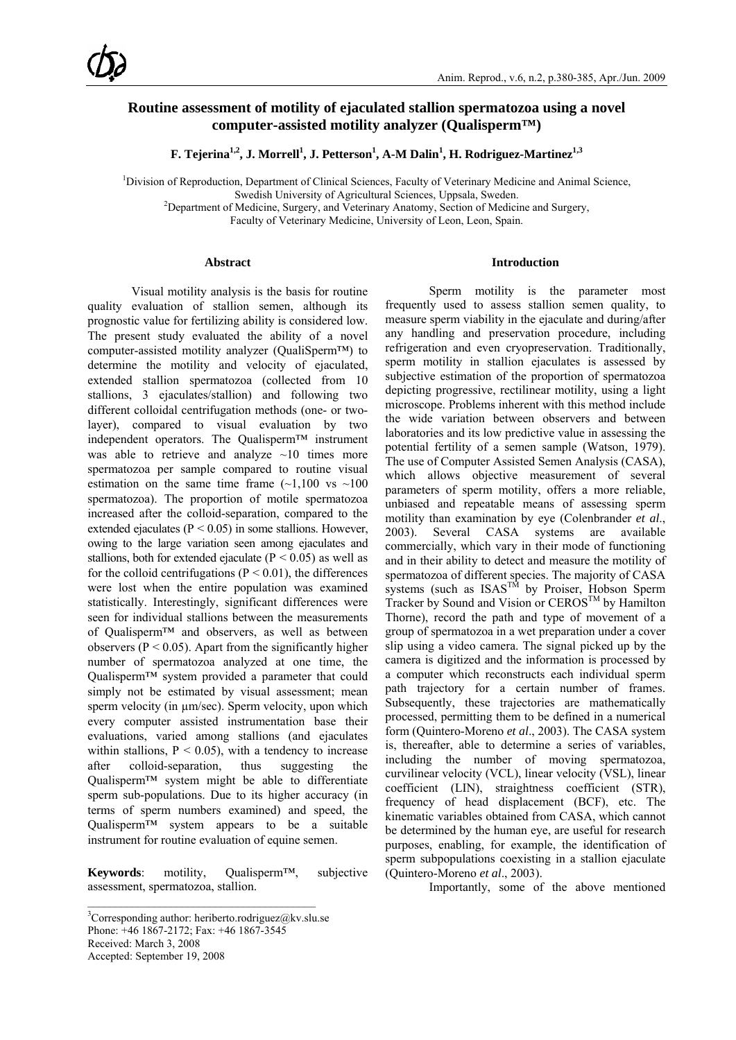# Routine assessment of motility of ejaculated stallion spermatozoa using a novel computer-assisted motility analyzer (Qualisperm™)

**F. Tejerina[1,2], J. Morrell[1], J. Petterson[1], A-M Dalin[1], H. Rodriguez-Martinez[1,3]**

[1]Division of Reproduction, Department of Clinical Sciences, Faculty of Veterinary Medicine and Animal Science, Swedish University of Agricultural Sciences, Uppsala, Sweden.
[2]Department of Medicine, Surgery, and Veterinary Anatomy, Section of Medicine and Surgery, Faculty of Veterinary Medicine, University of Leon, Leon, Spain.

## Abstract

Visual motility analysis is the basis for routine quality evaluation of stallion semen, although its prognostic value for fertilizing ability is considered low. The present study evaluated the ability of a novel computer-assisted motility analyzer (QualiSperm™) to determine the motility and velocity of ejaculated, extended stallion spermatozoa (collected from 10 stallions, 3 ejaculates/stallion) and following two different colloidal centrifugation methods (one- or two-layer), compared to visual evaluation by two independent operators. The Qualisperm™ instrument was able to retrieve and analyze ~10 times more spermatozoa per sample compared to routine visual estimation on the same time frame (~1,100 vs ~100 spermatozoa). The proportion of motile spermatozoa increased after the colloid-separation, compared to the extended ejaculates ($P < 0.05$) in some stallions. However, owing to the large variation seen among ejaculates and stallions, both for extended ejaculate ($P < 0.05$) as well as for the colloid centrifugations ($P < 0.01$), the differences were lost when the entire population was examined statistically. Interestingly, significant differences were seen for individual stallions between the measurements of Qualisperm™ and observers, as well as between observers ($P < 0.05$). Apart from the significantly higher number of spermatozoa analyzed at one time, the Qualisperm™ system provided a parameter that could simply not be estimated by visual assessment; mean sperm velocity (in µm/sec). Sperm velocity, upon which every computer assisted instrumentation base their evaluations, varied among stallions (and ejaculates within stallions, $P < 0.05$), with a tendency to increase after colloid-separation, thus suggesting the Qualisperm™ system might be able to differentiate sperm sub-populations. Due to its higher accuracy (in terms of sperm numbers examined) and speed, the Qualisperm™ system appears to be a suitable instrument for routine evaluation of equine semen.

**Keywords**: motility, Qualisperm™, subjective assessment, spermatozoa, stallion.

## Introduction

Sperm motility is the parameter most frequently used to assess stallion semen quality, to measure sperm viability in the ejaculate and during/after any handling and preservation procedure, including refrigeration and even cryopreservation. Traditionally, sperm motility in stallion ejaculates is assessed by subjective estimation of the proportion of spermatozoa depicting progressive, rectilinear motility, using a light microscope. Problems inherent with this method include the wide variation between observers and between laboratories and its low predictive value in assessing the potential fertility of a semen sample (Watson, 1979). The use of Computer Assisted Semen Analysis (CASA), which allows objective measurement of several parameters of sperm motility, offers a more reliable, unbiased and repeatable means of assessing sperm motility than examination by eye (Colenbrander *et al*., 2003). Several CASA systems are available commercially, which vary in their mode of functioning and in their ability to detect and measure the motility of spermatozoa of different species. The majority of CASA systems (such as ISAS™ by Proiser, Hobson Sperm Tracker by Sound and Vision or CEROS™ by Hamilton Thorne), record the path and type of movement of a group of spermatozoa in a wet preparation under a cover slip using a video camera. The signal picked up by the camera is digitized and the information is processed by a computer which reconstructs each individual sperm path trajectory for a certain number of frames. Subsequently, these trajectories are mathematically processed, permitting them to be defined in a numerical form (Quintero-Moreno *et al*., 2003). The CASA system is, thereafter, able to determine a series of variables, including the number of moving spermatozoa, curvilinear velocity (VCL), linear velocity (VSL), linear coefficient (LIN), straightness coefficient (STR), frequency of head displacement (BCF), etc. The kinematic variables obtained from CASA, which cannot be determined by the human eye, are useful for research purposes, enabling, for example, the identification of sperm subpopulations coexisting in a stallion ejaculate (Quintero-Moreno *et al*., 2003).

Importantly, some of the above mentioned

[3]Corresponding author: heriberto.rodriguez@kv.slu.se
Phone: +46 1867-2172; Fax: +46 1867-3545
Received: March 3, 2008
Accepted: September 19, 2008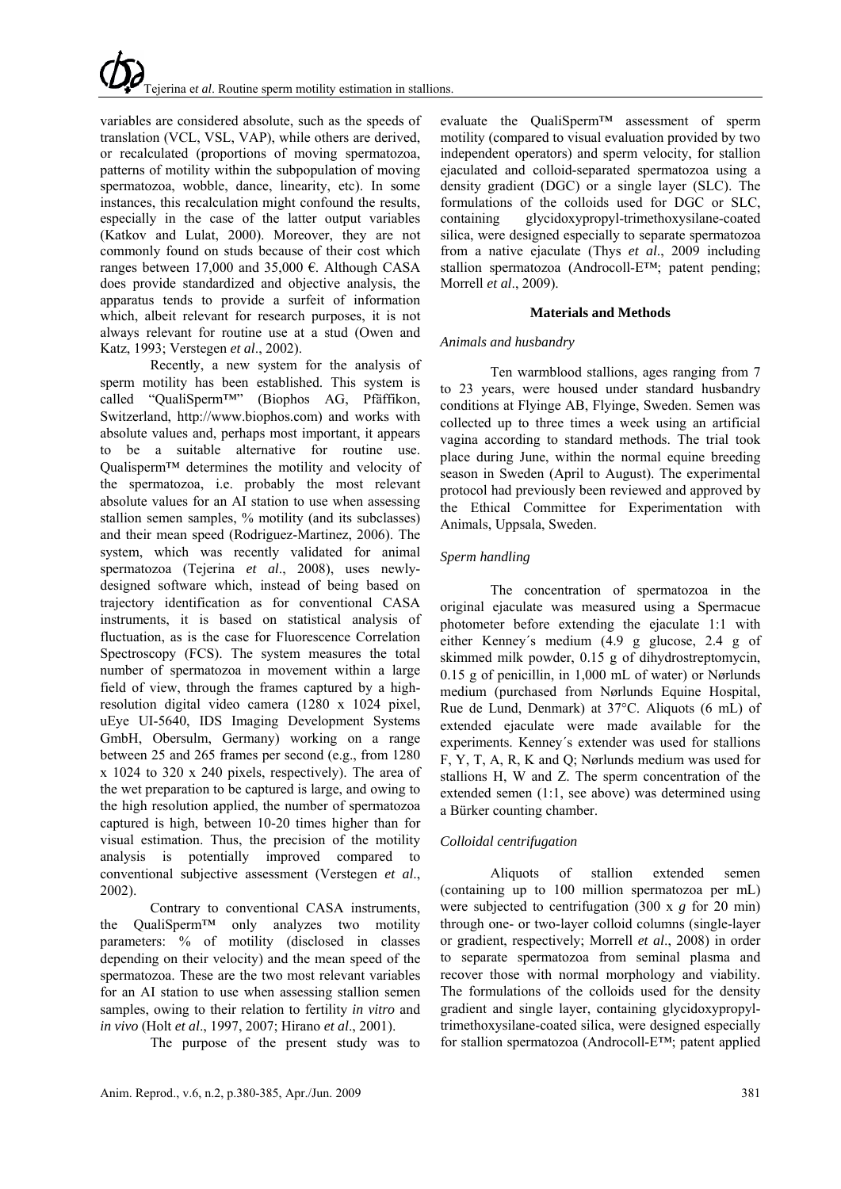variables are considered absolute, such as the speeds of translation (VCL, VSL, VAP), while others are derived, or recalculated (proportions of moving spermatozoa, patterns of motility within the subpopulation of moving spermatozoa, wobble, dance, linearity, etc). In some instances, this recalculation might confound the results, especially in the case of the latter output variables (Katkov and Lulat, 2000). Moreover, they are not commonly found on studs because of their cost which ranges between 17,000 and 35,000 €. Although CASA does provide standardized and objective analysis, the apparatus tends to provide a surfeit of information which, albeit relevant for research purposes, it is not always relevant for routine use at a stud (Owen and Katz, 1993; Verstegen *et al*., 2002).

Recently, a new system for the analysis of sperm motility has been established. This system is called "QualiSperm™" (Biophos AG, Pfäffikon, Switzerland, http://www.biophos.com) and works with absolute values and, perhaps most important, it appears to be a suitable alternative for routine use. Qualisperm™ determines the motility and velocity of the spermatozoa, i.e. probably the most relevant absolute values for an AI station to use when assessing stallion semen samples, % motility (and its subclasses) and their mean speed (Rodriguez-Martinez, 2006). The system, which was recently validated for animal spermatozoa (Tejerina *et al*., 2008), uses newly-designed software which, instead of being based on trajectory identification as for conventional CASA instruments, it is based on statistical analysis of fluctuation, as is the case for Fluorescence Correlation Spectroscopy (FCS). The system measures the total number of spermatozoa in movement within a large field of view, through the frames captured by a high-resolution digital video camera (1280 x 1024 pixel, uEye UI-5640, IDS Imaging Development Systems GmbH, Obersulm, Germany) working on a range between 25 and 265 frames per second (e.g., from 1280 x 1024 to 320 x 240 pixels, respectively). The area of the wet preparation to be captured is large, and owing to the high resolution applied, the number of spermatozoa captured is high, between 10-20 times higher than for visual estimation. Thus, the precision of the motility analysis is potentially improved compared to conventional subjective assessment (Verstegen *et al*., 2002).

Contrary to conventional CASA instruments, the QualiSperm™ only analyzes two motility parameters: % of motility (disclosed in classes depending on their velocity) and the mean speed of the spermatozoa. These are the two most relevant variables for an AI station to use when assessing stallion semen samples, owing to their relation to fertility *in vitro* and *in vivo* (Holt *et al*., 1997, 2007; Hirano *et al*., 2001).

The purpose of the present study was to evaluate the QualiSperm™ assessment of sperm motility (compared to visual evaluation provided by two independent operators) and sperm velocity, for stallion ejaculated and colloid-separated spermatozoa using a density gradient (DGC) or a single layer (SLC). The formulations of the colloids used for DGC or SLC, containing glycidoxypropyl-trimethoxysilane-coated silica, were designed especially to separate spermatozoa from a native ejaculate (Thys *et al*., 2009 including stallion spermatozoa (Androcoll-E™; patent pending; Morrell *et al*., 2009).

## Materials and Methods

### *Animals and husbandry*

Ten warmblood stallions, ages ranging from 7 to 23 years, were housed under standard husbandry conditions at Flyinge AB, Flyinge, Sweden. Semen was collected up to three times a week using an artificial vagina according to standard methods. The trial took place during June, within the normal equine breeding season in Sweden (April to August). The experimental protocol had previously been reviewed and approved by the Ethical Committee for Experimentation with Animals, Uppsala, Sweden.

### *Sperm handling*

The concentration of spermatozoa in the original ejaculate was measured using a Spermacue photometer before extending the ejaculate 1:1 with either Kenney´s medium (4.9 g glucose, 2.4 g of skimmed milk powder, 0.15 g of dihydrostreptomycin, 0.15 g of penicillin, in 1,000 mL of water) or Nørlunds medium (purchased from Nørlunds Equine Hospital, Rue de Lund, Denmark) at 37°C. Aliquots (6 mL) of extended ejaculate were made available for the experiments. Kenney´s extender was used for stallions F, Y, T, A, R, K and Q; Nørlunds medium was used for stallions H, W and Z. The sperm concentration of the extended semen (1:1, see above) was determined using a Bürker counting chamber.

### *Colloidal centrifugation*

Aliquots of stallion extended semen (containing up to 100 million spermatozoa per mL) were subjected to centrifugation (300 x *g* for 20 min) through one- or two-layer colloid columns (single-layer or gradient, respectively; Morrell *et al*., 2008) in order to separate spermatozoa from seminal plasma and recover those with normal morphology and viability. The formulations of the colloids used for the density gradient and single layer, containing glycidoxypropyl-trimethoxysilane-coated silica, were designed especially for stallion spermatozoa (Androcoll-E™; patent applied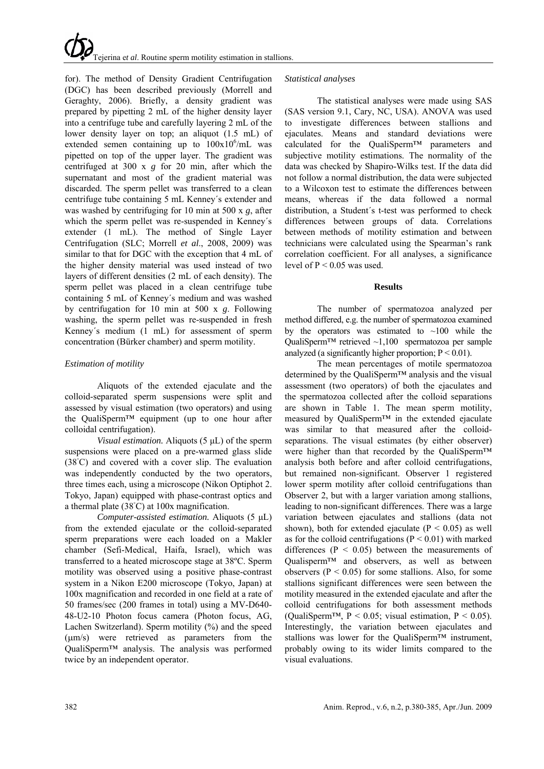for). The method of Density Gradient Centrifugation (DGC) has been described previously (Morrell and Geraghty, 2006). Briefly, a density gradient was prepared by pipetting 2 mL of the higher density layer into a centrifuge tube and carefully layering 2 mL of the lower density layer on top; an aliquot (1.5 mL) of extended semen containing up to $100 \times 10^6$/mL was pipetted on top of the upper layer. The gradient was centrifuged at 300 x *g* for 20 min, after which the supernatant and most of the gradient material was discarded. The sperm pellet was transferred to a clean centrifuge tube containing 5 mL Kenney´s extender and was washed by centrifuging for 10 min at 500 x *g*, after which the sperm pellet was re-suspended in Kenney´s extender (1 mL). The method of Single Layer Centrifugation (SLC; Morrell *et al*., 2008, 2009) was similar to that for DGC with the exception that 4 mL of the higher density material was used instead of two layers of different densities (2 mL of each density). The sperm pellet was placed in a clean centrifuge tube containing 5 mL of Kenney´s medium and was washed by centrifugation for 10 min at 500 x *g*. Following washing, the sperm pellet was re-suspended in fresh Kenney´s medium (1 mL) for assessment of sperm concentration (Bürker chamber) and sperm motility.

### *Estimation of motility*

Aliquots of the extended ejaculate and the colloid-separated sperm suspensions were split and assessed by visual estimation (two operators) and using the QualiSperm™ equipment (up to one hour after colloidal centrifugation).

*Visual estimation.* Aliquots (5 µL) of the sperm suspensions were placed on a pre-warmed glass slide (38°C) and covered with a cover slip. The evaluation was independently conducted by the two operators, three times each, using a microscope (Nikon Optiphot 2. Tokyo, Japan) equipped with phase-contrast optics and a thermal plate (38°C) at 100x magnification.

*Computer-assisted estimation.* Aliquots (5 µL) from the extended ejaculate or the colloid-separated sperm preparations were each loaded on a Makler chamber (Sefi-Medical, Haifa, Israel), which was transferred to a heated microscope stage at 38ºC. Sperm motility was observed using a positive phase-contrast system in a Nikon E200 microscope (Tokyo, Japan) at 100x magnification and recorded in one field at a rate of 50 frames/sec (200 frames in total) using a MV-D640-48-U2-10 Photon focus camera (Photon focus, AG, Lachen Switzerland). Sperm motility (%) and the speed (µm/s) were retrieved as parameters from the QualiSperm™ analysis. The analysis was performed twice by an independent operator.

### *Statistical analyses*

The statistical analyses were made using SAS (SAS version 9.1, Cary, NC, USA). ANOVA was used to investigate differences between stallions and ejaculates. Means and standard deviations were calculated for the QualiSperm™ parameters and subjective motility estimations. The normality of the data was checked by Shapiro-Wilks test. If the data did not follow a normal distribution, the data were subjected to a Wilcoxon test to estimate the differences between means, whereas if the data followed a normal distribution, a Student´s t-test was performed to check differences between groups of data. Correlations between methods of motility estimation and between technicians were calculated using the Spearman's rank correlation coefficient. For all analyses, a significance level of $P < 0.05$ was used.

## Results

The number of spermatozoa analyzed per method differed, e.g. the number of spermatozoa examined by the operators was estimated to ~100 while the QualiSperm™ retrieved ~1,100 spermatozoa per sample analyzed (a significantly higher proportion; $P < 0.01$).

The mean percentages of motile spermatozoa determined by the QualiSperm™ analysis and the visual assessment (two operators) of both the ejaculates and the spermatozoa collected after the colloid separations are shown in Table 1. The mean sperm motility, measured by QualiSperm™ in the extended ejaculate was similar to that measured after the colloid-separations. The visual estimates (by either observer) were higher than that recorded by the QualiSperm™ analysis both before and after colloid centrifugations, but remained non-significant. Observer 1 registered lower sperm motility after colloid centrifugations than Observer 2, but with a larger variation among stallions, leading to non-significant differences. There was a large variation between ejaculates and stallions (data not shown), both for extended ejaculate ($P < 0.05$) as well as for the colloid centrifugations ($P < 0.01$) with marked differences ($P < 0.05$) between the measurements of Qualisperm™ and observers, as well as between observers ($P < 0.05$) for some stallions. Also, for some stallions significant differences were seen between the motility measured in the extended ejaculate and after the colloid centrifugations for both assessment methods (QualiSperm™, $P < 0.05$; visual estimation, $P < 0.05$). Interestingly, the variation between ejaculates and stallions was lower for the QualiSperm™ instrument, probably owing to its wider limits compared to the visual evaluations.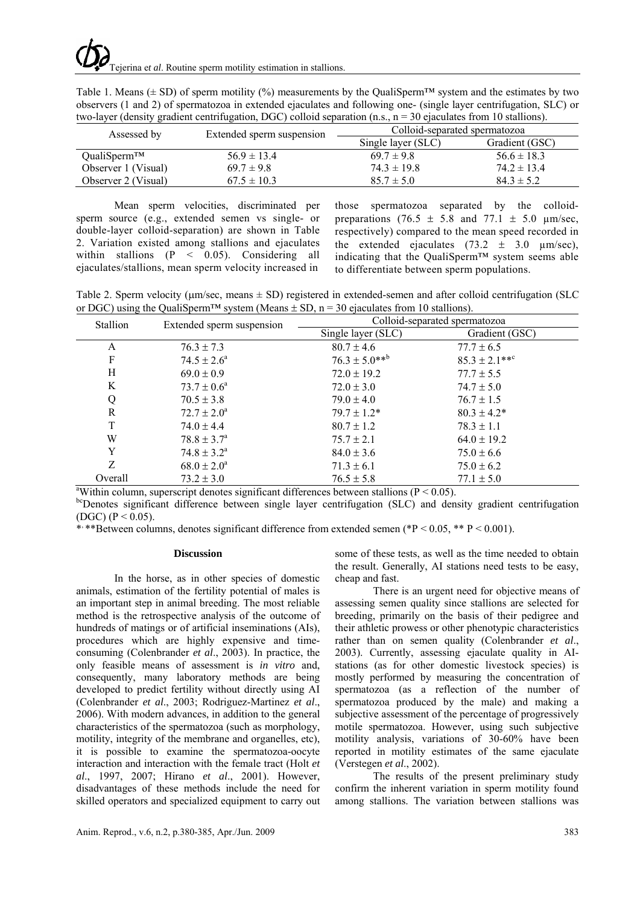Table 1. Means (± SD) of sperm motility (%) measurements by the QualiSperm™ system and the estimates by two observers (1 and 2) of spermatozoa in extended ejaculates and following one- (single layer centrifugation, SLC) or two-layer (density gradient centrifugation, DGC) colloid separation (n.s., n = 30 ejaculates from 10 stallions).

| Assessed by | Extended sperm suspension | Colloid-separated spermatozoa | |
|---|---|---|---|
| | | Single layer (SLC) | Gradient (GSC) |
| QualiSperm™ | 56.9 ± 13.4 | 69.7 ± 9.8 | 56.6 ± 18.3 |
| Observer 1 (Visual) | 69.7 ± 9.8 | 74.3 ± 19.8 | 74.2 ± 13.4 |
| Observer 2 (Visual) | 67.5 ± 10.3 | 85.7 ± 5.0 | 84.3 ± 5.2 |

Mean sperm velocities, discriminated per sperm source (e.g., extended semen vs single- or double-layer colloid-separation) are shown in Table 2. Variation existed among stallions and ejaculates within stallions ($P < 0.05$). Considering all ejaculates/stallions, mean sperm velocity increased in those spermatozoa separated by the colloid-preparations (76.5 ± 5.8 and 77.1 ± 5.0 µm/sec, respectively) compared to the mean speed recorded in the extended ejaculates (73.2 ± 3.0 µm/sec), indicating that the QualiSperm™ system seems able to differentiate between sperm populations.

Table 2. Sperm velocity (µm/sec, means ± SD) registered in extended-semen and after colloid centrifugation (SLC or DGC) using the QualiSperm™ system (Means ± SD, n = 30 ejaculates from 10 stallions).

| Stallion | Extended sperm suspension | Colloid-separated spermatozoa | |
|---|---|---|---|
| | | Single layer (SLC) | Gradient (GSC) |
| A | 76.3 ± 7.3 | 80.7 ± 4.6 | 77.7 ± 6.5 |
| F | 74.5 ± 2.6[a] | 76.3 ± 5.0**[b] | 85.3 ± 2.1**[c] |
| H | 69.0 ± 0.9 | 72.0 ± 19.2 | 77.7 ± 5.5 |
| K | 73.7 ± 0.6[a] | 72.0 ± 3.0 | 74.7 ± 5.0 |
| Q | 70.5 ± 3.8 | 79.0 ± 4.0 | 76.7 ± 1.5 |
| R | 72.7 ± 2.0[a] | 79.7 ± 1.2* | 80.3 ± 4.2* |
| T | 74.0 ± 4.4 | 80.7 ± 1.2 | 78.3 ± 1.1 |
| W | 78.8 ± 3.7[a] | 75.7 ± 2.1 | 64.0 ± 19.2 |
| Y | 74.8 ± 3.2[a] | 84.0 ± 3.6 | 75.0 ± 6.6 |
| Z | 68.0 ± 2.0[a] | 71.3 ± 6.1 | 75.0 ± 6.2 |
| Overall | 73.2 ± 3.0 | 76.5 ± 5.8 | 77.1 ± 5.0 |

[a]Within column, superscript denotes significant differences between stallions ($P < 0.05$).
[bc]Denotes significant difference between single layer centrifugation (SLC) and density gradient centrifugation (DGC) ($P < 0.05$).
*, **Between columns, denotes significant difference from extended semen (*$P < 0.05$, ** $P < 0.001$).

## Discussion

In the horse, as in other species of domestic animals, estimation of the fertility potential of males is an important step in animal breeding. The most reliable method is the retrospective analysis of the outcome of hundreds of matings or of artificial inseminations (AIs), procedures which are highly expensive and time-consuming (Colenbrander *et al*., 2003). In practice, the only feasible means of assessment is *in vitro* and, consequently, many laboratory methods are being developed to predict fertility without directly using AI (Colenbrander *et al*., 2003; Rodriguez-Martinez *et al*., 2006). With modern advances, in addition to the general characteristics of the spermatozoa (such as morphology, motility, integrity of the membrane and organelles, etc), it is possible to examine the spermatozoa-oocyte interaction and interaction with the female tract (Holt *et al*., 1997, 2007; Hirano *et al*., 2001). However, disadvantages of these methods include the need for skilled operators and specialized equipment to carry out some of these tests, as well as the time needed to obtain the result. Generally, AI stations need tests to be easy, cheap and fast.

There is an urgent need for objective means of assessing semen quality since stallions are selected for breeding, primarily on the basis of their pedigree and their athletic prowess or other phenotypic characteristics rather than on semen quality (Colenbrander *et al*., 2003). Currently, assessing ejaculate quality in AI-stations (as for other domestic livestock species) is mostly performed by measuring the concentration of spermatozoa (as a reflection of the number of spermatozoa produced by the male) and making a subjective assessment of the percentage of progressively motile spermatozoa. However, using such subjective motility analysis, variations of 30-60% have been reported in motility estimates of the same ejaculate (Verstegen *et al*., 2002).

The results of the present preliminary study confirm the inherent variation in sperm motility found among stallions. The variation between stallions was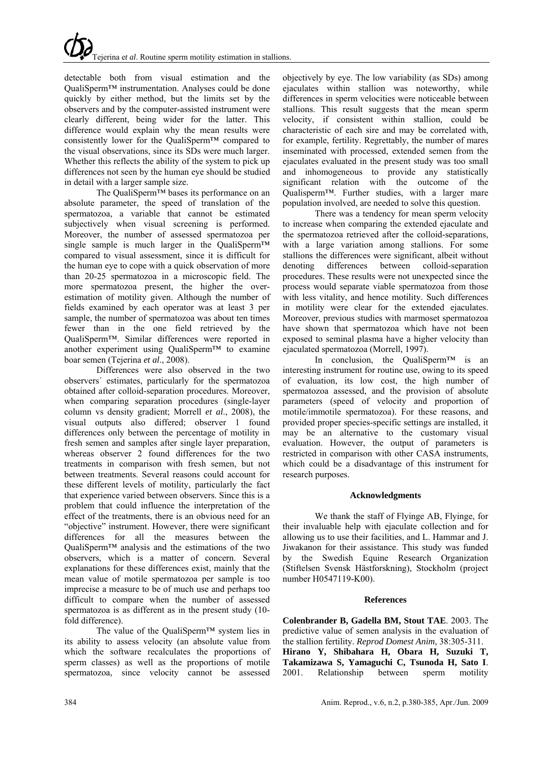detectable both from visual estimation and the QualiSperm™ instrumentation. Analyses could be done quickly by either method, but the limits set by the observers and by the computer-assisted instrument were clearly different, being wider for the latter. This difference would explain why the mean results were consistently lower for the QualiSperm™ compared to the visual observations, since its SDs were much larger. Whether this reflects the ability of the system to pick up differences not seen by the human eye should be studied in detail with a larger sample size.

The QualiSperm™ bases its performance on an absolute parameter, the speed of translation of the spermatozoa, a variable that cannot be estimated subjectively when visual screening is performed. Moreover, the number of assessed spermatozoa per single sample is much larger in the QualiSperm™ compared to visual assessment, since it is difficult for the human eye to cope with a quick observation of more than 20-25 spermatozoa in a microscopic field. The more spermatozoa present, the higher the over-estimation of motility given. Although the number of fields examined by each operator was at least 3 per sample, the number of spermatozoa was about ten times fewer than in the one field retrieved by the QualiSperm™. Similar differences were reported in another experiment using QualiSperm™ to examine boar semen (Tejerina *et al*., 2008).

Differences were also observed in the two observers´ estimates, particularly for the spermatozoa obtained after colloid-separation procedures. Moreover, when comparing separation procedures (single-layer column vs density gradient; Morrell *et al*., 2008), the visual outputs also differed; observer 1 found differences only between the percentage of motility in fresh semen and samples after single layer preparation, whereas observer 2 found differences for the two treatments in comparison with fresh semen, but not between treatments. Several reasons could account for these different levels of motility, particularly the fact that experience varied between observers. Since this is a problem that could influence the interpretation of the effect of the treatments, there is an obvious need for an "objective" instrument. However, there were significant differences for all the measures between the QualiSperm™ analysis and the estimations of the two observers, which is a matter of concern. Several explanations for these differences exist, mainly that the mean value of motile spermatozoa per sample is too imprecise a measure to be of much use and perhaps too difficult to compare when the number of assessed spermatozoa is as different as in the present study (10-fold difference).

The value of the QualiSperm™ system lies in its ability to assess velocity (an absolute value from which the software recalculates the proportions of sperm classes) as well as the proportions of motile spermatozoa, since velocity cannot be assessed objectively by eye. The low variability (as SDs) among ejaculates within stallion was noteworthy, while differences in sperm velocities were noticeable between stallions. This result suggests that the mean sperm velocity, if consistent within stallion, could be characteristic of each sire and may be correlated with, for example, fertility. Regrettably, the number of mares inseminated with processed, extended semen from the ejaculates evaluated in the present study was too small and inhomogeneous to provide any statistically significant relation with the outcome of the Qualisperm™. Further studies, with a larger mare population involved, are needed to solve this question.

There was a tendency for mean sperm velocity to increase when comparing the extended ejaculate and the spermatozoa retrieved after the colloid-separations, with a large variation among stallions. For some stallions the differences were significant, albeit without denoting differences between colloid-separation procedures. These results were not unexpected since the process would separate viable spermatozoa from those with less vitality, and hence motility. Such differences in motility were clear for the extended ejaculates. Moreover, previous studies with marmoset spermatozoa have shown that spermatozoa which have not been exposed to seminal plasma have a higher velocity than ejaculated spermatozoa (Morrell, 1997).

In conclusion, the QualiSperm™ is an interesting instrument for routine use, owing to its speed of evaluation, its low cost, the high number of spermatozoa assessed, and the provision of absolute parameters (speed of velocity and proportion of motile/immotile spermatozoa). For these reasons, and provided proper species-specific settings are installed, it may be an alternative to the customary visual evaluation. However, the output of parameters is restricted in comparison with other CASA instruments, which could be a disadvantage of this instrument for research purposes.

### Acknowledgments

We thank the staff of Flyinge AB, Flyinge, for their invaluable help with ejaculate collection and for allowing us to use their facilities, and L. Hammar and J. Jiwakanon for their assistance. This study was funded by the Swedish Equine Research Organization (Stiftelsen Svensk Hästforskning), Stockholm (project number H0547119-K00).

### References

**Colenbrander B, Gadella BM, Stout TAE**. 2003. The predictive value of semen analysis in the evaluation of the stallion fertility. *Reprod Domest Anim*, 38:305-311.

**Hirano Y, Shibahara H, Obara H, Suzuki T, Takamizawa S, Yamaguchi C, Tsunoda H, Sato I**. 2001. Relationship between sperm motility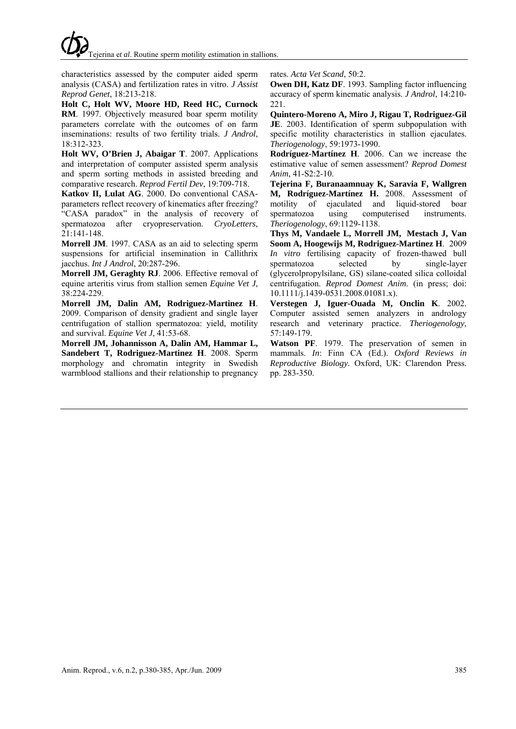characteristics assessed by the computer aided sperm analysis (CASA) and fertilization rates in vitro. *J Assist Reprod Genet*, 18:213-218.

**Holt C, Holt WV, Moore HD, Reed HC, Curnock RM**. 1997. Objectively measured boar sperm motility parameters correlate with the outcomes of on farm inseminations: results of two fertility trials. *J Androl*, 18:312-323.

**Holt WV, O'Brien J, Abaigar T**. 2007. Applications and interpretation of computer assisted sperm analysis and sperm sorting methods in assisted breeding and comparative research. *Reprod Fertil Dev*, 19:709-718.

**Katkov II, Lulat AG**. 2000. Do conventional CASA-parameters reflect recovery of kinematics after freezing? "CASA paradox" in the analysis of recovery of spermatozoa after cryopreservation. *CryoLetters*, 21:141-148.

**Morrell JM**. 1997. CASA as an aid to selecting sperm suspensions for artificial insemination in Callithrix jacchus. *Int J Androl*, 20:287-296.

**Morrell JM, Geraghty RJ**. 2006. Effective removal of equine arteritis virus from stallion semen *Equine Vet J*, 38:224-229.

**Morrell JM, Dalin AM, Rodriguez-Martinez H**. 2009. Comparison of density gradient and single layer centrifugation of stallion spermatozoa: yield, motility and survival. *Equine Vet J*, 41:53-68.

**Morrell JM, Johannisson A, Dalin AM, Hammar L, Sandebert T, Rodriguez-Martinez H**. 2008. Sperm morphology and chromatin integrity in Swedish warmblood stallions and their relationship to pregnancy rates. *Acta Vet Scand*, 50:2.

**Owen DH, Katz DF**. 1993. Sampling factor influencing accuracy of sperm kinematic analysis. *J Androl*, 14:210-221.

**Quintero-Moreno A, Miro J, Rigau T, Rodriguez-Gil JE**. 2003. Identification of sperm subpopulation with specific motility characteristics in stallion ejaculates. *Theriogenology*, 59:1973-1990.

**Rodríguez-Martínez H**. 2006. Can we increase the estimative value of semen assessment? *Reprod Domest Anim*, 41-S2:2-10.

**Tejerina F, Buranaamnuay K, Saravia F, Wallgren M, Rodríguez-Martínez H.** 2008. Assessment of motility of ejaculated and liquid-stored boar spermatozoa using computerised instruments. *Theriogenology*, 69:1129-1138.

**Thys M, Vandaele L, Morrell JM, Mestach J, Van Soom A, Hoogewijs M, Rodriguez-Martinez H**. 2009 *In vitro* fertilising capacity of frozen-thawed bull spermatozoa selected by single-layer (glycerolpropylsilane, GS) silane-coated silica colloidal centrifugation. *Reprod Domest Anim*. (in press; doi: 10.1111/j.1439-0531.2008.01081.x).

**Verstegen J, Iguer-Ouada M, Onclin K**. 2002. Computer assisted semen analyzers in andrology research and veterinary practice. *Theriogenology*, 57:149-179.

**Watson PF**. 1979. The preservation of semen in mammals. *In*: Finn CA (Ed.). *Oxford Reviews in Reproductive Biology*. Oxford, UK: Clarendon Press. pp. 283-350.